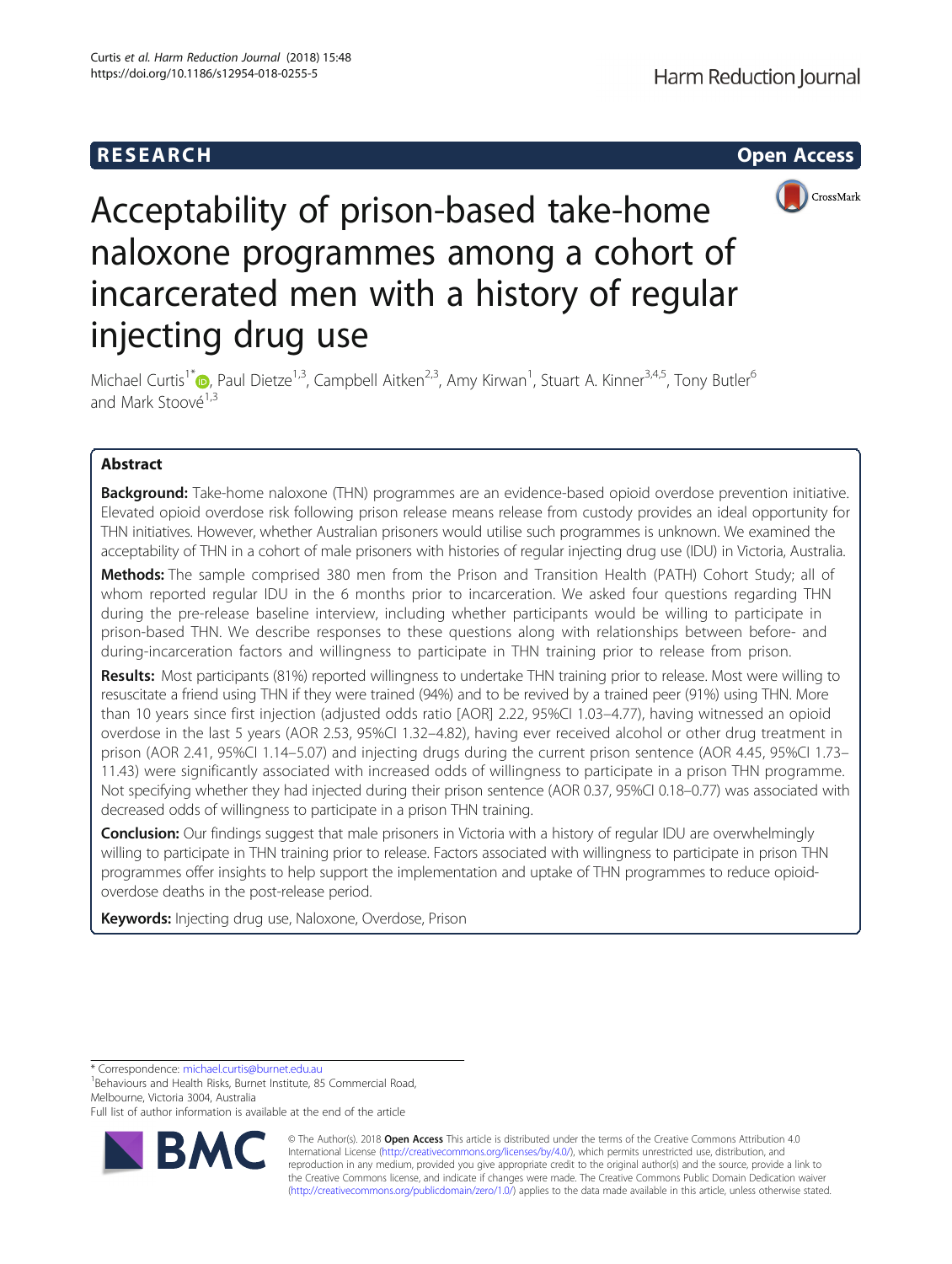RESEARCH Open Access

# Acceptability of prison-based take-home naloxone programmes among a cohort of incarcerated men with a history of regular injecting drug use

Michael Curtis[1*], Paul Dietze[1,3], Campbell Aitken[2,3], Amy Kirwan[1], Stuart A. Kinner[3,4,5], Tony Butler[6] and Mark Stoové[1,3]

## Abstract

**Background:** Take-home naloxone (THN) programmes are an evidence-based opioid overdose prevention initiative. Elevated opioid overdose risk following prison release means release from custody provides an ideal opportunity for THN initiatives. However, whether Australian prisoners would utilise such programmes is unknown. We examined the acceptability of THN in a cohort of male prisoners with histories of regular injecting drug use (IDU) in Victoria, Australia.

**Methods:** The sample comprised 380 men from the Prison and Transition Health (PATH) Cohort Study; all of whom reported regular IDU in the 6 months prior to incarceration. We asked four questions regarding THN during the pre-release baseline interview, including whether participants would be willing to participate in prison-based THN. We describe responses to these questions along with relationships between before- and during-incarceration factors and willingness to participate in THN training prior to release from prison.

**Results:** Most participants (81%) reported willingness to undertake THN training prior to release. Most were willing to resuscitate a friend using THN if they were trained (94%) and to be revived by a trained peer (91%) using THN. More than 10 years since first injection (adjusted odds ratio [AOR] 2.22, 95%CI 1.03–4.77), having witnessed an opioid overdose in the last 5 years (AOR 2.53, 95%CI 1.32–4.82), having ever received alcohol or other drug treatment in prison (AOR 2.41, 95%CI 1.14–5.07) and injecting drugs during the current prison sentence (AOR 4.45, 95%CI 1.73–11.43) were significantly associated with increased odds of willingness to participate in a prison THN programme. Not specifying whether they had injected during their prison sentence (AOR 0.37, 95%CI 0.18–0.77) was associated with decreased odds of willingness to participate in a prison THN training.

**Conclusion:** Our findings suggest that male prisoners in Victoria with a history of regular IDU are overwhelmingly willing to participate in THN training prior to release. Factors associated with willingness to participate in prison THN programmes offer insights to help support the implementation and uptake of THN programmes to reduce opioid-overdose deaths in the post-release period.

**Keywords:** Injecting drug use, Naloxone, Overdose, Prison

---

* Correspondence: michael.curtis@burnet.edu.au
[1]Behaviours and Health Risks, Burnet Institute, 85 Commercial Road, Melbourne, Victoria 3004, Australia
Full list of author information is available at the end of the article

© The Author(s). 2018 **Open Access** This article is distributed under the terms of the Creative Commons Attribution 4.0 International License (http://creativecommons.org/licenses/by/4.0/), which permits unrestricted use, distribution, and reproduction in any medium, provided you give appropriate credit to the original author(s) and the source, provide a link to the Creative Commons license, and indicate if changes were made. The Creative Commons Public Domain Dedication waiver (http://creativecommons.org/publicdomain/zero/1.0/) applies to the data made available in this article, unless otherwise stated.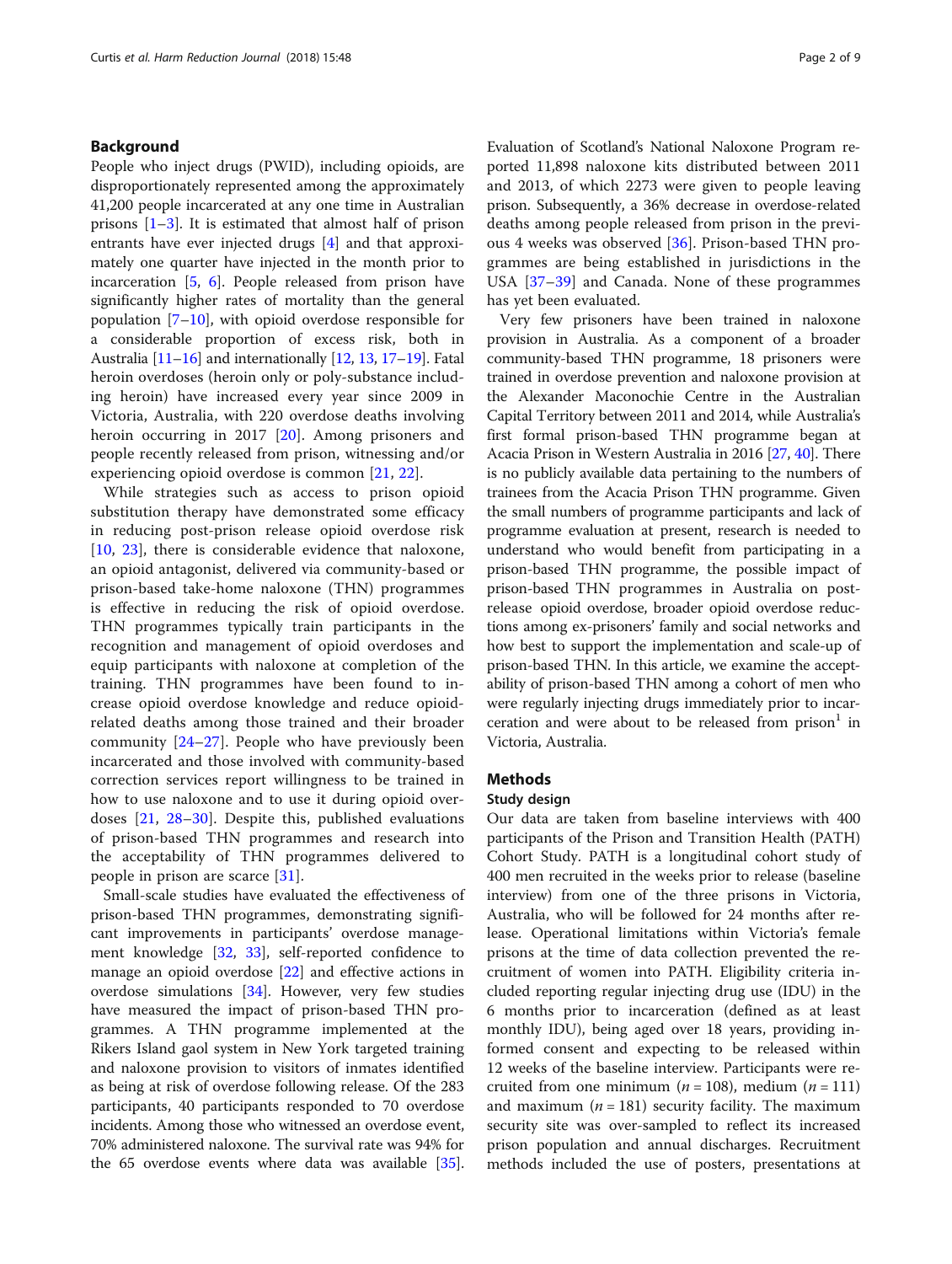## Background

People who inject drugs (PWID), including opioids, are disproportionately represented among the approximately 41,200 people incarcerated at any one time in Australian prisons [1–3]. It is estimated that almost half of prison entrants have ever injected drugs [4] and that approximately one quarter have injected in the month prior to incarceration [5, 6]. People released from prison have significantly higher rates of mortality than the general population [7–10], with opioid overdose responsible for a considerable proportion of excess risk, both in Australia [11–16] and internationally [12, 13, 17–19]. Fatal heroin overdoses (heroin only or poly-substance including heroin) have increased every year since 2009 in Victoria, Australia, with 220 overdose deaths involving heroin occurring in 2017 [20]. Among prisoners and people recently released from prison, witnessing and/or experiencing opioid overdose is common [21, 22].

While strategies such as access to prison opioid substitution therapy have demonstrated some efficacy in reducing post-prison release opioid overdose risk [10, 23], there is considerable evidence that naloxone, an opioid antagonist, delivered via community-based or prison-based take-home naloxone (THN) programmes is effective in reducing the risk of opioid overdose. THN programmes typically train participants in the recognition and management of opioid overdoses and equip participants with naloxone at completion of the training. THN programmes have been found to increase opioid overdose knowledge and reduce opioid-related deaths among those trained and their broader community [24–27]. People who have previously been incarcerated and those involved with community-based correction services report willingness to be trained in how to use naloxone and to use it during opioid overdoses [21, 28–30]. Despite this, published evaluations of prison-based THN programmes and research into the acceptability of THN programmes delivered to people in prison are scarce [31].

Small-scale studies have evaluated the effectiveness of prison-based THN programmes, demonstrating significant improvements in participants' overdose management knowledge [32, 33], self-reported confidence to manage an opioid overdose [22] and effective actions in overdose simulations [34]. However, very few studies have measured the impact of prison-based THN programmes. A THN programme implemented at the Rikers Island gaol system in New York targeted training and naloxone provision to visitors of inmates identified as being at risk of overdose following release. Of the 283 participants, 40 participants responded to 70 overdose incidents. Among those who witnessed an overdose event, 70% administered naloxone. The survival rate was 94% for the 65 overdose events where data was available [35]. Evaluation of Scotland's National Naloxone Program reported 11,898 naloxone kits distributed between 2011 and 2013, of which 2273 were given to people leaving prison. Subsequently, a 36% decrease in overdose-related deaths among people released from prison in the previous 4 weeks was observed [36]. Prison-based THN programmes are being established in jurisdictions in the USA [37–39] and Canada. None of these programmes has yet been evaluated.

Very few prisoners have been trained in naloxone provision in Australia. As a component of a broader community-based THN programme, 18 prisoners were trained in overdose prevention and naloxone provision at the Alexander Maconochie Centre in the Australian Capital Territory between 2011 and 2014, while Australia's first formal prison-based THN programme began at Acacia Prison in Western Australia in 2016 [27, 40]. There is no publicly available data pertaining to the numbers of trainees from the Acacia Prison THN programme. Given the small numbers of programme participants and lack of programme evaluation at present, research is needed to understand who would benefit from participating in a prison-based THN programme, the possible impact of prison-based THN programmes in Australia on post-release opioid overdose, broader opioid overdose reductions among ex-prisoners' family and social networks and how best to support the implementation and scale-up of prison-based THN. In this article, we examine the acceptability of prison-based THN among a cohort of men who were regularly injecting drugs immediately prior to incarceration and were about to be released from prison[1] in Victoria, Australia.

## Methods

### Study design

Our data are taken from baseline interviews with 400 participants of the Prison and Transition Health (PATH) Cohort Study. PATH is a longitudinal cohort study of 400 men recruited in the weeks prior to release (baseline interview) from one of the three prisons in Victoria, Australia, who will be followed for 24 months after release. Operational limitations within Victoria's female prisons at the time of data collection prevented the recruitment of women into PATH. Eligibility criteria included reporting regular injecting drug use (IDU) in the 6 months prior to incarceration (defined as at least monthly IDU), being aged over 18 years, providing informed consent and expecting to be released within 12 weeks of the baseline interview. Participants were recruited from one minimum ($n = 108$), medium ($n = 111$) and maximum ($n = 181$) security facility. The maximum security site was over-sampled to reflect its increased prison population and annual discharges. Recruitment methods included the use of posters, presentations at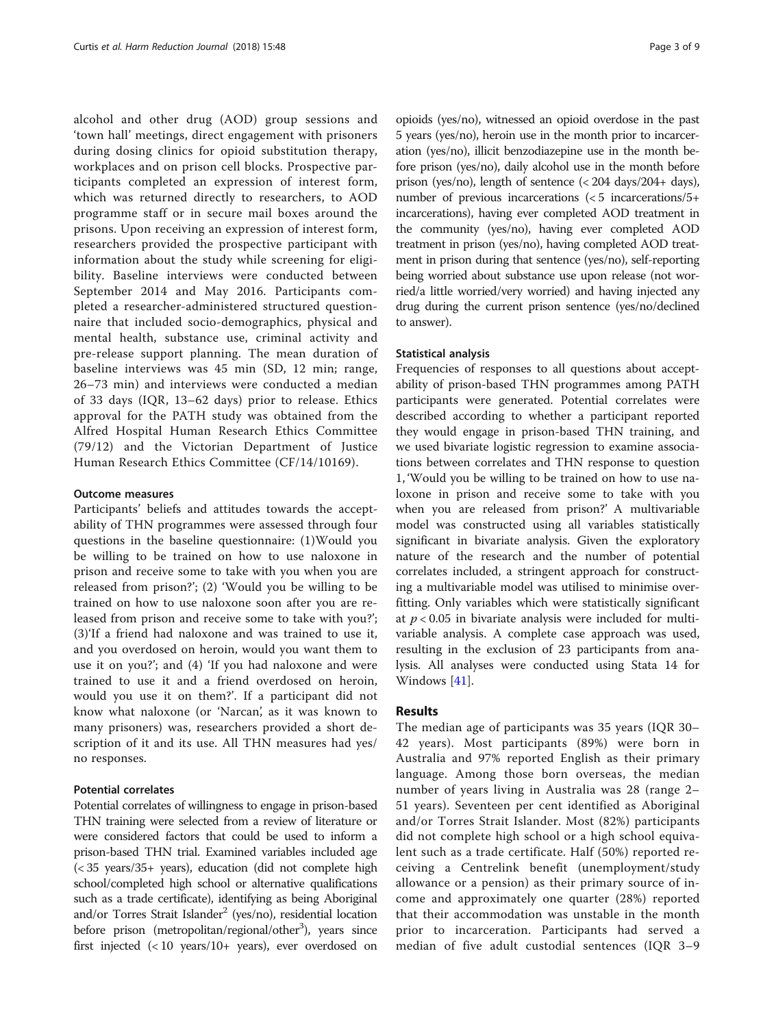alcohol and other drug (AOD) group sessions and 'town hall' meetings, direct engagement with prisoners during dosing clinics for opioid substitution therapy, workplaces and on prison cell blocks. Prospective participants completed an expression of interest form, which was returned directly to researchers, to AOD programme staff or in secure mail boxes around the prisons. Upon receiving an expression of interest form, researchers provided the prospective participant with information about the study while screening for eligibility. Baseline interviews were conducted between September 2014 and May 2016. Participants completed a researcher-administered structured questionnaire that included socio-demographics, physical and mental health, substance use, criminal activity and pre-release support planning. The mean duration of baseline interviews was 45 min (SD, 12 min; range, 26–73 min) and interviews were conducted a median of 33 days (IQR, 13–62 days) prior to release. Ethics approval for the PATH study was obtained from the Alfred Hospital Human Research Ethics Committee (79/12) and the Victorian Department of Justice Human Research Ethics Committee (CF/14/10169).

### Outcome measures

Participants' beliefs and attitudes towards the acceptability of THN programmes were assessed through four questions in the baseline questionnaire: (1)Would you be willing to be trained on how to use naloxone in prison and receive some to take with you when you are released from prison?'; (2) 'Would you be willing to be trained on how to use naloxone soon after you are released from prison and receive some to take with you?'; (3)'If a friend had naloxone and was trained to use it, and you overdosed on heroin, would you want them to use it on you?'; and (4) 'If you had naloxone and were trained to use it and a friend overdosed on heroin, would you use it on them?'. If a participant did not know what naloxone (or 'Narcan', as it was known to many prisoners) was, researchers provided a short description of it and its use. All THN measures had yes/no responses.

### Potential correlates

Potential correlates of willingness to engage in prison-based THN training were selected from a review of literature or were considered factors that could be used to inform a prison-based THN trial. Examined variables included age (< 35 years/35+ years), education (did not complete high school/completed high school or alternative qualifications such as a trade certificate), identifying as being Aboriginal and/or Torres Strait Islander[2] (yes/no), residential location before prison (metropolitan/regional/other[3]), years since first injected (< 10 years/10+ years), ever overdosed on opioids (yes/no), witnessed an opioid overdose in the past 5 years (yes/no), heroin use in the month prior to incarceration (yes/no), illicit benzodiazepine use in the month before prison (yes/no), daily alcohol use in the month before prison (yes/no), length of sentence (< 204 days/204+ days), number of previous incarcerations (< 5 incarcerations/5+ incarcerations), having ever completed AOD treatment in the community (yes/no), having ever completed AOD treatment in prison (yes/no), having completed AOD treatment in prison during that sentence (yes/no), self-reporting being worried about substance use upon release (not worried/a little worried/very worried) and having injected any drug during the current prison sentence (yes/no/declined to answer).

### Statistical analysis

Frequencies of responses to all questions about acceptability of prison-based THN programmes among PATH participants were generated. Potential correlates were described according to whether a participant reported they would engage in prison-based THN training, and we used bivariate logistic regression to examine associations between correlates and THN response to question 1, 'Would you be willing to be trained on how to use naloxone in prison and receive some to take with you when you are released from prison?' A multivariable model was constructed using all variables statistically significant in bivariate analysis. Given the exploratory nature of the research and the number of potential correlates included, a stringent approach for constructing a multivariable model was utilised to minimise overfitting. Only variables which were statistically significant at $p < 0.05$ in bivariate analysis were included for multivariable analysis. A complete case approach was used, resulting in the exclusion of 23 participants from analysis. All analyses were conducted using Stata 14 for Windows [41].

## Results

The median age of participants was 35 years (IQR 30–42 years). Most participants (89%) were born in Australia and 97% reported English as their primary language. Among those born overseas, the median number of years living in Australia was 28 (range 2–51 years). Seventeen per cent identified as Aboriginal and/or Torres Strait Islander. Most (82%) participants did not complete high school or a high school equivalent such as a trade certificate. Half (50%) reported receiving a Centrelink benefit (unemployment/study allowance or a pension) as their primary source of income and approximately one quarter (28%) reported that their accommodation was unstable in the month prior to incarceration. Participants had served a median of five adult custodial sentences (IQR 3–9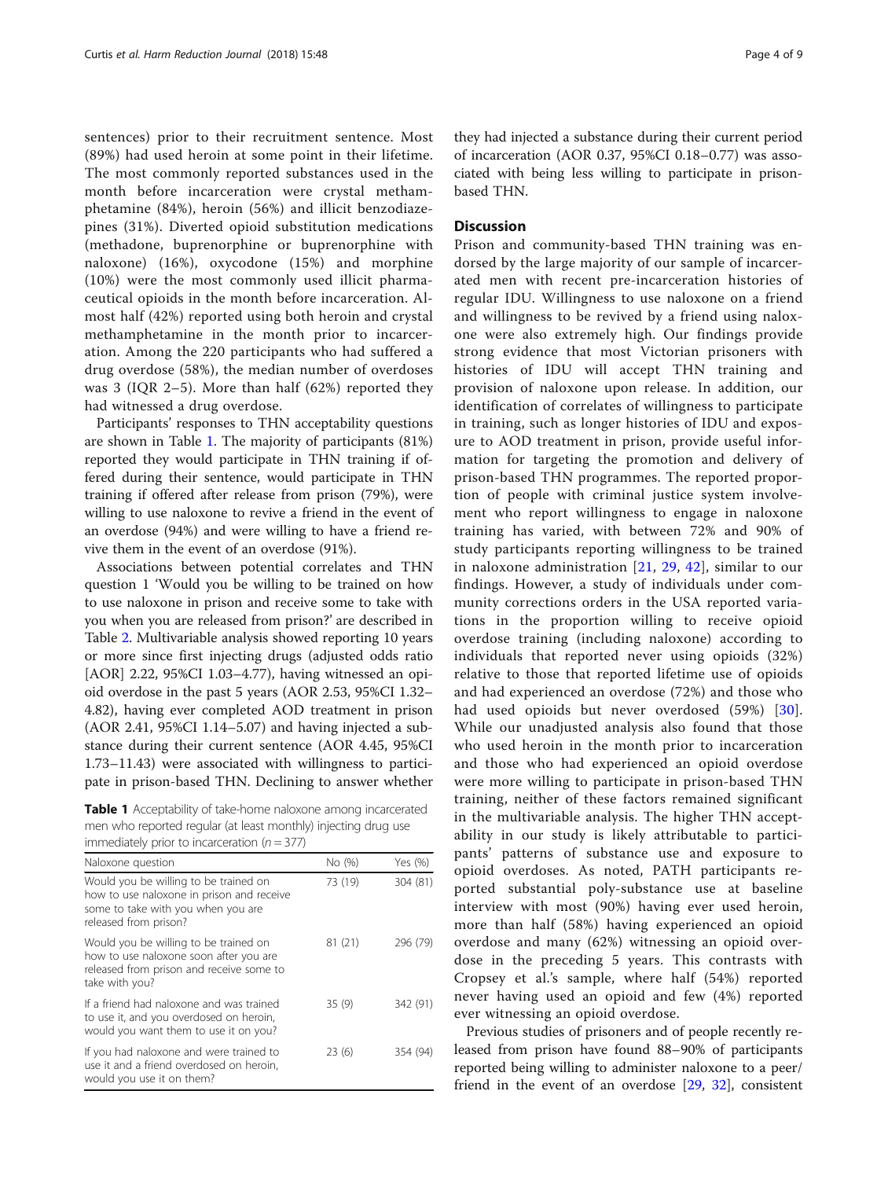sentences) prior to their recruitment sentence. Most (89%) had used heroin at some point in their lifetime. The most commonly reported substances used in the month before incarceration were crystal methamphetamine (84%), heroin (56%) and illicit benzodiazepines (31%). Diverted opioid substitution medications (methadone, buprenorphine or buprenorphine with naloxone) (16%), oxycodone (15%) and morphine (10%) were the most commonly used illicit pharmaceutical opioids in the month before incarceration. Almost half (42%) reported using both heroin and crystal methamphetamine in the month prior to incarceration. Among the 220 participants who had suffered a drug overdose (58%), the median number of overdoses was 3 (IQR 2–5). More than half (62%) reported they had witnessed a drug overdose.

Participants' responses to THN acceptability questions are shown in Table 1. The majority of participants (81%) reported they would participate in THN training if offered during their sentence, would participate in THN training if offered after release from prison (79%), were willing to use naloxone to revive a friend in the event of an overdose (94%) and were willing to have a friend revive them in the event of an overdose (91%).

Associations between potential correlates and THN question 1 'Would you be willing to be trained on how to use naloxone in prison and receive some to take with you when you are released from prison?' are described in Table 2. Multivariable analysis showed reporting 10 years or more since first injecting drugs (adjusted odds ratio [AOR] 2.22, 95%CI 1.03–4.77), having witnessed an opioid overdose in the past 5 years (AOR 2.53, 95%CI 1.32–4.82), having ever completed AOD treatment in prison (AOR 2.41, 95%CI 1.14–5.07) and having injected a substance during their current sentence (AOR 4.45, 95%CI 1.73–11.43) were associated with willingness to participate in prison-based THN. Declining to answer whether they had injected a substance during their current period of incarceration (AOR 0.37, 95%CI 0.18–0.77) was associated with being less willing to participate in prison-based THN.

**Table 1** Acceptability of take-home naloxone among incarcerated men who reported regular (at least monthly) injecting drug use immediately prior to incarceration ($n = 377$)

| Naloxone question | No (%) | Yes (%) |
|---|---|---|
| Would you be willing to be trained on how to use naloxone in prison and receive some to take with you when you are released from prison? | 73 (19) | 304 (81) |
| Would you be willing to be trained on how to use naloxone soon after you are released from prison and receive some to take with you? | 81 (21) | 296 (79) |
| If a friend had naloxone and was trained to use it, and you overdosed on heroin, would you want them to use it on you? | 35 (9) | 342 (91) |
| If you had naloxone and were trained to use it and a friend overdosed on heroin, would you use it on them? | 23 (6) | 354 (94) |

## Discussion

Prison and community-based THN training was endorsed by the large majority of our sample of incarcerated men with recent pre-incarceration histories of regular IDU. Willingness to use naloxone on a friend and willingness to be revived by a friend using naloxone were also extremely high. Our findings provide strong evidence that most Victorian prisoners with histories of IDU will accept THN training and provision of naloxone upon release. In addition, our identification of correlates of willingness to participate in training, such as longer histories of IDU and exposure to AOD treatment in prison, provide useful information for targeting the promotion and delivery of prison-based THN programmes. The reported proportion of people with criminal justice system involvement who report willingness to engage in naloxone training has varied, with between 72% and 90% of study participants reporting willingness to be trained in naloxone administration [21, 29, 42], similar to our findings. However, a study of individuals under community corrections orders in the USA reported variations in the proportion willing to receive opioid overdose training (including naloxone) according to individuals that reported never using opioids (32%) relative to those that reported lifetime use of opioids and had experienced an overdose (72%) and those who had used opioids but never overdosed (59%) [30]. While our unadjusted analysis also found that those who used heroin in the month prior to incarceration and those who had experienced an opioid overdose were more willing to participate in prison-based THN training, neither of these factors remained significant in the multivariable analysis. The higher THN acceptability in our study is likely attributable to participants' patterns of substance use and exposure to opioid overdoses. As noted, PATH participants reported substantial poly-substance use at baseline interview with most (90%) having ever used heroin, more than half (58%) having experienced an opioid overdose and many (62%) witnessing an opioid overdose in the preceding 5 years. This contrasts with Cropsey et al.'s sample, where half (54%) reported never having used an opioid and few (4%) reported ever witnessing an opioid overdose.

Previous studies of prisoners and of people recently released from prison have found 88–90% of participants reported being willing to administer naloxone to a peer/friend in the event of an overdose [29, 32], consistent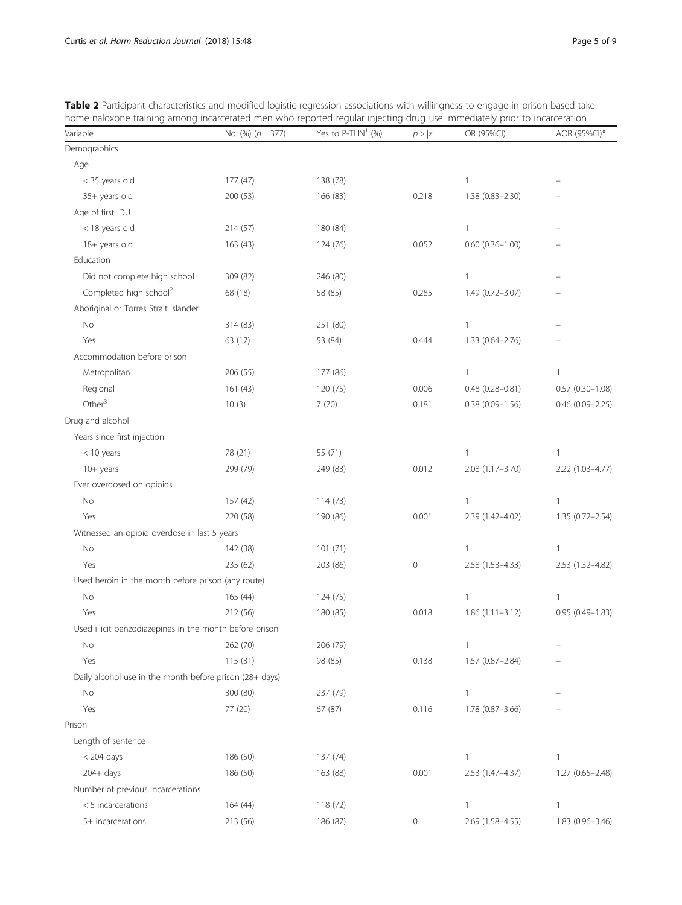**Table 2** Participant characteristics and modified logistic regression associations with willingness to engage in prison-based take-home naloxone training among incarcerated men who reported regular injecting drug use immediately prior to incarceration

| Variable | No. (%) ($n = 377$) | Yes to P-THN[1] (%) | $p > \|z\|$ | OR (95%CI) | AOR (95%CI)* |
|---|---|---|---|---|---|
| Demographics | | | | | |
| Age | | | | | |
| < 35 years old | 177 (47) | 138 (78) | | 1 | – |
| 35+ years old | 200 (53) | 166 (83) | 0.218 | 1.38 (0.83–2.30) | – |
| Age of first IDU | | | | | |
| < 18 years old | 214 (57) | 180 (84) | | 1 | – |
| 18+ years old | 163 (43) | 124 (76) | 0.052 | 0.60 (0.36–1.00) | – |
| Education | | | | | |
| Did not complete high school | 309 (82) | 246 (80) | | 1 | – |
| Completed high school[2] | 68 (18) | 58 (85) | 0.285 | 1.49 (0.72–3.07) | – |
| Aboriginal or Torres Strait Islander | | | | | |
| No | 314 (83) | 251 (80) | | 1 | – |
| Yes | 63 (17) | 53 (84) | 0.444 | 1.33 (0.64–2.76) | – |
| Accommodation before prison | | | | | |
| Metropolitan | 206 (55) | 177 (86) | | 1 | 1 |
| Regional | 161 (43) | 120 (75) | 0.006 | 0.48 (0.28–0.81) | 0.57 (0.30–1.08) |
| Other[3] | 10 (3) | 7 (70) | 0.181 | 0.38 (0.09–1.56) | 0.46 (0.09–2.25) |
| Drug and alcohol | | | | | |
| Years since first injection | | | | | |
| < 10 years | 78 (21) | 55 (71) | | 1 | 1 |
| 10+ years | 299 (79) | 249 (83) | 0.012 | 2.08 (1.17–3.70) | 2.22 (1.03–4.77) |
| Ever overdosed on opioids | | | | | |
| No | 157 (42) | 114 (73) | | 1 | 1 |
| Yes | 220 (58) | 190 (86) | 0.001 | 2.39 (1.42–4.02) | 1.35 (0.72–2.54) |
| Witnessed an opioid overdose in last 5 years | | | | | |
| No | 142 (38) | 101 (71) | | 1 | 1 |
| Yes | 235 (62) | 203 (86) | 0 | 2.58 (1.53–4.33) | 2.53 (1.32–4.82) |
| Used heroin in the month before prison (any route) | | | | | |
| No | 165 (44) | 124 (75) | | 1 | 1 |
| Yes | 212 (56) | 180 (85) | 0.018 | 1.86 (1.11–3.12) | 0.95 (0.49–1.83) |
| Used illicit benzodiazepines in the month before prison | | | | | |
| No | 262 (70) | 206 (79) | | 1 | – |
| Yes | 115 (31) | 98 (85) | 0.138 | 1.57 (0.87–2.84) | – |
| Daily alcohol use in the month before prison (28+ days) | | | | | |
| No | 300 (80) | 237 (79) | | 1 | – |
| Yes | 77 (20) | 67 (87) | 0.116 | 1.78 (0.87–3.66) | – |
| Prison | | | | | |
| Length of sentence | | | | | |
| < 204 days | 186 (50) | 137 (74) | | 1 | 1 |
| 204+ days | 186 (50) | 163 (88) | 0.001 | 2.53 (1.47–4.37) | 1.27 (0.65–2.48) |
| Number of previous incarcerations | | | | | |
| < 5 incarcerations | 164 (44) | 118 (72) | | 1 | 1 |
| 5+ incarcerations | 213 (56) | 186 (87) | 0 | 2.69 (1.58–4.55) | 1.83 (0.96–3.46) |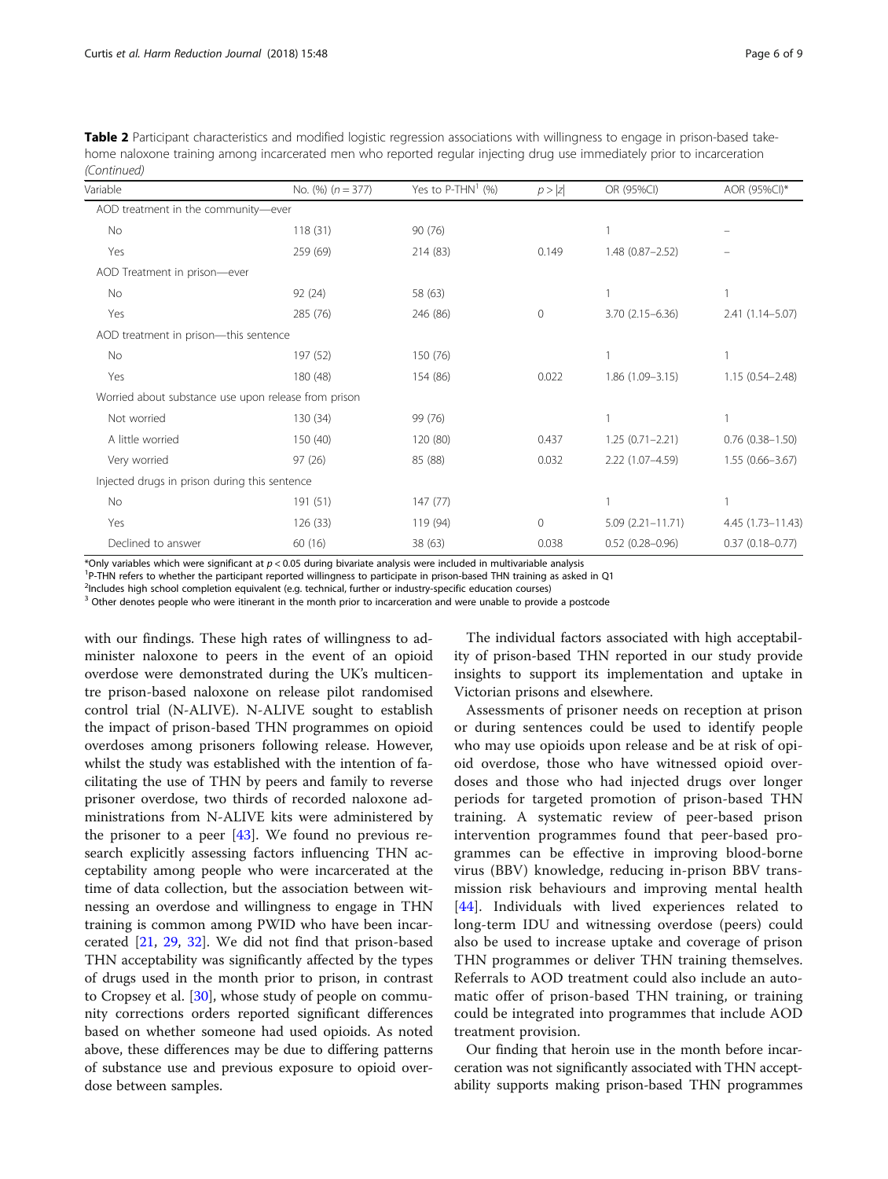**Table 2** Participant characteristics and modified logistic regression associations with willingness to engage in prison-based take-home naloxone training among incarcerated men who reported regular injecting drug use immediately prior to incarceration *(Continued)*

| Variable | No. (%) ($n = 377$) | Yes to P-THN[1] (%) | $p > \|z\|$ | OR (95%CI) | AOR (95%CI)* |
|---|---|---|---|---|---|
| AOD treatment in the community—ever | | | | | |
| No | 118 (31) | 90 (76) | | 1 | – |
| Yes | 259 (69) | 214 (83) | 0.149 | 1.48 (0.87–2.52) | – |
| AOD Treatment in prison—ever | | | | | |
| No | 92 (24) | 58 (63) | | 1 | 1 |
| Yes | 285 (76) | 246 (86) | 0 | 3.70 (2.15–6.36) | 2.41 (1.14–5.07) |
| AOD treatment in prison—this sentence | | | | | |
| No | 197 (52) | 150 (76) | | 1 | 1 |
| Yes | 180 (48) | 154 (86) | 0.022 | 1.86 (1.09–3.15) | 1.15 (0.54–2.48) |
| Worried about substance use upon release from prison | | | | | |
| Not worried | 130 (34) | 99 (76) | | 1 | 1 |
| A little worried | 150 (40) | 120 (80) | 0.437 | 1.25 (0.71–2.21) | 0.76 (0.38–1.50) |
| Very worried | 97 (26) | 85 (88) | 0.032 | 2.22 (1.07–4.59) | 1.55 (0.66–3.67) |
| Injected drugs in prison during this sentence | | | | | |
| No | 191 (51) | 147 (77) | | 1 | 1 |
| Yes | 126 (33) | 119 (94) | 0 | 5.09 (2.21–11.71) | 4.45 (1.73–11.43) |
| Declined to answer | 60 (16) | 38 (63) | 0.038 | 0.52 (0.28–0.96) | 0.37 (0.18–0.77) |

*Only variables which were significant at $p < 0.05$ during bivariate analysis were included in multivariable analysis

[1]P-THN refers to whether the participant reported willingness to participate in prison-based THN training as asked in Q1

[2]Includes high school completion equivalent (e.g. technical, further or industry-specific education courses)

[3] Other denotes people who were itinerant in the month prior to incarceration and were unable to provide a postcode

with our findings. These high rates of willingness to administer naloxone to peers in the event of an opioid overdose were demonstrated during the UK's multicentre prison-based naloxone on release pilot randomised control trial (N-ALIVE). N-ALIVE sought to establish the impact of prison-based THN programmes on opioid overdoses among prisoners following release. However, whilst the study was established with the intention of facilitating the use of THN by peers and family to reverse prisoner overdose, two thirds of recorded naloxone administrations from N-ALIVE kits were administered by the prisoner to a peer [43]. We found no previous research explicitly assessing factors influencing THN acceptability among people who were incarcerated at the time of data collection, but the association between witnessing an overdose and willingness to engage in THN training is common among PWID who have been incarcerated [21, 29, 32]. We did not find that prison-based THN acceptability was significantly affected by the types of drugs used in the month prior to prison, in contrast to Cropsey et al. [30], whose study of people on community corrections orders reported significant differences based on whether someone had used opioids. As noted above, these differences may be due to differing patterns of substance use and previous exposure to opioid overdose between samples.

The individual factors associated with high acceptability of prison-based THN reported in our study provide insights to support its implementation and uptake in Victorian prisons and elsewhere.

Assessments of prisoner needs on reception at prison or during sentences could be used to identify people who may use opioids upon release and be at risk of opioid overdose, those who have witnessed opioid overdoses and those who had injected drugs over longer periods for targeted promotion of prison-based THN training. A systematic review of peer-based prison intervention programmes found that peer-based programmes can be effective in improving blood-borne virus (BBV) knowledge, reducing in-prison BBV transmission risk behaviours and improving mental health [44]. Individuals with lived experiences related to long-term IDU and witnessing overdose (peers) could also be used to increase uptake and coverage of prison THN programmes or deliver THN training themselves. Referrals to AOD treatment could also include an automatic offer of prison-based THN training, or training could be integrated into programmes that include AOD treatment provision.

Our finding that heroin use in the month before incarceration was not significantly associated with THN acceptability supports making prison-based THN programmes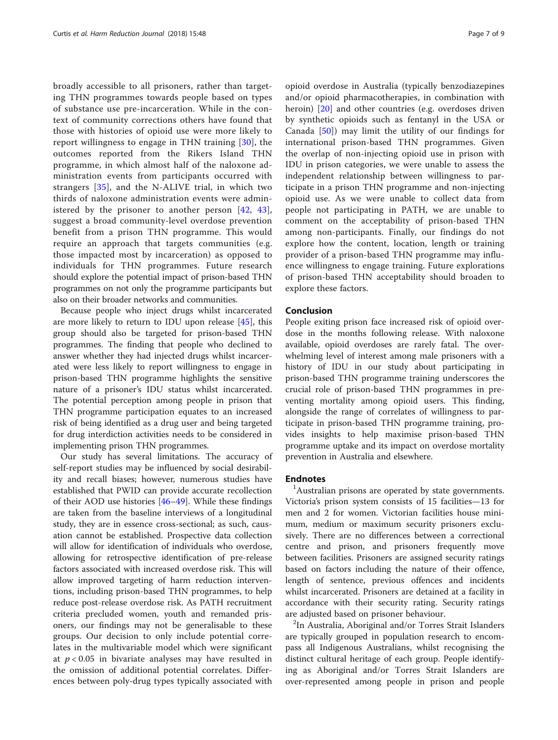broadly accessible to all prisoners, rather than targeting THN programmes towards people based on types of substance use pre-incarceration. While in the context of community corrections others have found that those with histories of opioid use were more likely to report willingness to engage in THN training [30], the outcomes reported from the Rikers Island THN programme, in which almost half of the naloxone administration events from participants occurred with strangers [35], and the N-ALIVE trial, in which two thirds of naloxone administration events were administered by the person to another person [42, 43], suggest a broad community-level overdose prevention benefit from a prison THN programme. This would require an approach that targets communities (e.g. those impacted most by incarceration) as opposed to individuals for THN programmes. Future research should explore the potential impact of prison-based THN programmes on not only the programme participants but also on their broader networks and communities.

Because people who inject drugs whilst incarcerated are more likely to return to IDU upon release [45], this group should also be targeted for prison-based THN programmes. The finding that people who declined to answer whether they had injected drugs whilst incarcerated were less likely to report willingness to engage in prison-based THN programme highlights the sensitive nature of a prisoner's IDU status whilst incarcerated. The potential perception among people in prison that THN programme participation equates to an increased risk of being identified as a drug user and being targeted for drug interdiction activities needs to be considered in implementing prison THN programmes.

Our study has several limitations. The accuracy of self-report studies may be influenced by social desirability and recall biases; however, numerous studies have established that PWID can provide accurate recollection of their AOD use histories [46–49]. While these findings are taken from the baseline interviews of a longitudinal study, they are in essence cross-sectional; as such, causation cannot be established. Prospective data collection will allow for identification of individuals who overdose, allowing for retrospective identification of pre-release factors associated with increased overdose risk. This will allow improved targeting of harm reduction interventions, including prison-based THN programmes, to help reduce post-release overdose risk. As PATH recruitment criteria precluded women, youth and remanded prisoners, our findings may not be generalisable to these groups. Our decision to only include potential correlates in the multivariable model which were significant at $p < 0.05$ in bivariate analyses may have resulted in the omission of additional potential correlates. Differences between poly-drug types typically associated with opioid overdose in Australia (typically benzodiazepines and/or opioid pharmacotherapies, in combination with heroin) [20] and other countries (e.g. overdoses driven by synthetic opioids such as fentanyl in the USA or Canada [50]) may limit the utility of our findings for international prison-based THN programmes. Given the overlap of non-injecting opioid use in prison with IDU in prison categories, we were unable to assess the independent relationship between willingness to participate in a prison THN programme and non-injecting opioid use. As we were unable to collect data from people not participating in PATH, we are unable to comment on the acceptability of prison-based THN among non-participants. Finally, our findings do not explore how the content, location, length or training provider of a prison-based THN programme may influence willingness to engage training. Future explorations of prison-based THN acceptability should broaden to explore these factors.

## Conclusion

People exiting prison face increased risk of opioid overdose in the months following release. With naloxone available, opioid overdoses are rarely fatal. The overwhelming level of interest among male prisoners with a history of IDU in our study about participating in prison-based THN programme training underscores the crucial role of prison-based THN programmes in preventing mortality among opioid users. This finding, alongside the range of correlates of willingness to participate in prison-based THN programme training, provides insights to help maximise prison-based THN programme uptake and its impact on overdose mortality prevention in Australia and elsewhere.

## Endnotes

[1]Australian prisons are operated by state governments. Victoria's prison system consists of 15 facilities—13 for men and 2 for women. Victorian facilities house minimum, medium or maximum security prisoners exclusively. There are no differences between a correctional centre and prison, and prisoners frequently move between facilities. Prisoners are assigned security ratings based on factors including the nature of their offence, length of sentence, previous offences and incidents whilst incarcerated. Prisoners are detained at a facility in accordance with their security rating. Security ratings are adjusted based on prisoner behaviour.

[2]In Australia, Aboriginal and/or Torres Strait Islanders are typically grouped in population research to encompass all Indigenous Australians, whilst recognising the distinct cultural heritage of each group. People identifying as Aboriginal and/or Torres Strait Islanders are over-represented among people in prison and people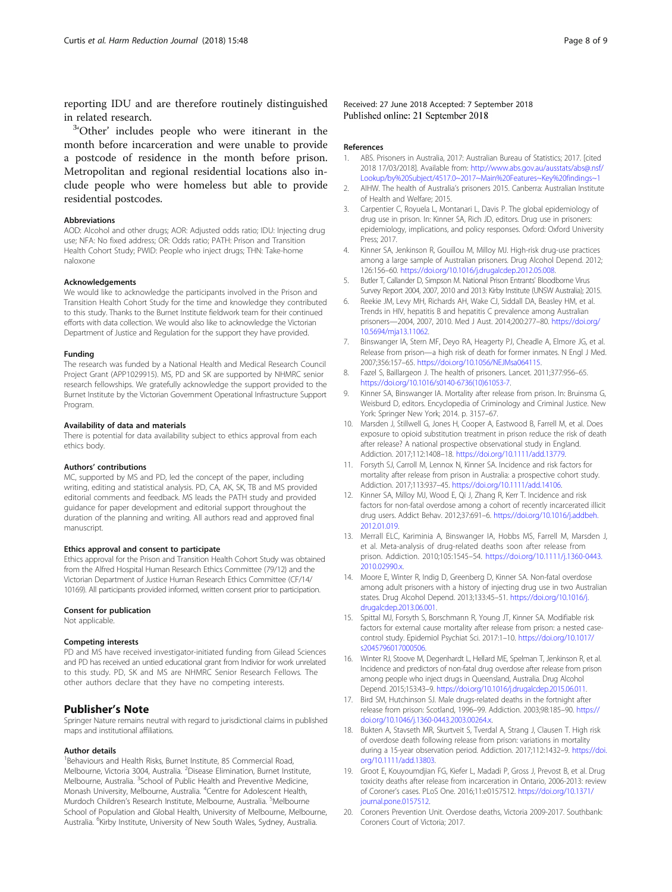reporting IDU and are therefore routinely distinguished in related research.

[3]'Other' includes people who were itinerant in the month before incarceration and were unable to provide a postcode of residence in the month before prison. Metropolitan and regional residential locations also include people who were homeless but able to provide residential postcodes.

### Abbreviations

AOD: Alcohol and other drugs; AOR: Adjusted odds ratio; IDU: Injecting drug use; NFA: No fixed address; OR: Odds ratio; PATH: Prison and Transition Health Cohort Study; PWID: People who inject drugs; THN: Take-home naloxone

### Acknowledgements

We would like to acknowledge the participants involved in the Prison and Transition Health Cohort Study for the time and knowledge they contributed to this study. Thanks to the Burnet Institute fieldwork team for their continued efforts with data collection. We would also like to acknowledge the Victorian Department of Justice and Regulation for the support they have provided.

### Funding

The research was funded by a National Health and Medical Research Council Project Grant (APP1029915). MS, PD and SK are supported by NHMRC senior research fellowships. We gratefully acknowledge the support provided to the Burnet Institute by the Victorian Government Operational Infrastructure Support Program.

### Availability of data and materials

There is potential for data availability subject to ethics approval from each ethics body.

### Authors' contributions

MC, supported by MS and PD, led the concept of the paper, including writing, editing and statistical analysis. PD, CA, AK, SK, TB and MS provided editorial comments and feedback. MS leads the PATH study and provided guidance for paper development and editorial support throughout the duration of the planning and writing. All authors read and approved final manuscript.

### Ethics approval and consent to participate

Ethics approval for the Prison and Transition Health Cohort Study was obtained from the Alfred Hospital Human Research Ethics Committee (79/12) and the Victorian Department of Justice Human Research Ethics Committee (CF/14/10169). All participants provided informed, written consent prior to participation.

### Consent for publication

Not applicable.

### Competing interests

PD and MS have received investigator-initiated funding from Gilead Sciences and PD has received an untied educational grant from Indivior for work unrelated to this study. PD, SK and MS are NHMRC Senior Research Fellows. The other authors declare that they have no competing interests.

## Publisher's Note

Springer Nature remains neutral with regard to jurisdictional claims in published maps and institutional affiliations.

### Author details

[1]Behaviours and Health Risks, Burnet Institute, 85 Commercial Road, Melbourne, Victoria 3004, Australia. [2]Disease Elimination, Burnet Institute, Melbourne, Australia. [3]School of Public Health and Preventive Medicine, Monash University, Melbourne, Australia. [4]Centre for Adolescent Health, Murdoch Children's Research Institute, Melbourne, Australia. [5]Melbourne School of Population and Global Health, University of Melbourne, Melbourne, Australia. [6]Kirby Institute, University of New South Wales, Sydney, Australia.

Received: 27 June 2018 Accepted: 7 September 2018
Published online: 21 September 2018

### References

1. ABS. Prisoners in Australia, 2017: Australian Bureau of Statistics; 2017. [cited 2018 17/03/2018]. Available from: http://www.abs.gov.au/ausstats/abs@.nsf/Lookup/by%20Subject/4517.0~2017~Main%20Features~Key%20findings~1
2. AIHW. The health of Australia's prisoners 2015. Canberra: Australian Institute of Health and Welfare; 2015.
3. Carpentier C, Royuela L, Montanari L, Davis P. The global epidemiology of drug use in prison. In: Kinner SA, Rich JD, editors. Drug use in prisoners: epidemiology, implications, and policy responses. Oxford: Oxford University Press; 2017.
4. Kinner SA, Jenkinson R, Gouillou M, Milloy MJ. High-risk drug-use practices among a large sample of Australian prisoners. Drug Alcohol Depend. 2012; 126:156–60. https://doi.org/10.1016/j.drugalcdep.2012.05.008.
5. Butler T, Callander D, Simpson M. National Prison Entrants' Bloodborne Virus Survey Report 2004, 2007, 2010 and 2013: Kirby Institute (UNSW Australia); 2015.
6. Reekie JM, Levy MH, Richards AH, Wake CJ, Siddall DA, Beasley HM, et al. Trends in HIV, hepatitis B and hepatitis C prevalence among Australian prisoners—2004, 2007, 2010. Med J Aust. 2014;200:277–80. https://doi.org/10.5694/mja13.11062.
7. Binswanger IA, Stern MF, Deyo RA, Heagerty PJ, Cheadle A, Elmore JG, et al. Release from prison—a high risk of death for former inmates. N Engl J Med. 2007;356:157–65. https://doi.org/10.1056/NEJMsa064115.
8. Fazel S, Baillargeon J. The health of prisoners. Lancet. 2011;377:956–65. https://doi.org/10.1016/s0140-6736(10)61053-7.
9. Kinner SA, Binswanger IA. Mortality after release from prison. In: Bruinsma G, Weisburd D, editors. Encyclopedia of Criminology and Criminal Justice. New York: Springer New York; 2014. p. 3157–67.
10. Marsden J, Stillwell G, Jones H, Cooper A, Eastwood B, Farrell M, et al. Does exposure to opioid substitution treatment in prison reduce the risk of death after release? A national prospective observational study in England. Addiction. 2017;112:1408–18. https://doi.org/10.1111/add.13779.
11. Forsyth SJ, Carroll M, Lennox N, Kinner SA. Incidence and risk factors for mortality after release from prison in Australia: a prospective cohort study. Addiction. 2017;113:937–45. https://doi.org/10.1111/add.14106.
12. Kinner SA, Milloy MJ, Wood E, Qi J, Zhang R, Kerr T. Incidence and risk factors for non-fatal overdose among a cohort of recently incarcerated illicit drug users. Addict Behav. 2012;37:691–6. https://doi.org/10.1016/j.addbeh.2012.01.019.
13. Merrall ELC, Kariminia A, Binswanger IA, Hobbs MS, Farrell M, Marsden J, et al. Meta-analysis of drug-related deaths soon after release from prison. Addiction. 2010;105:1545–54. https://doi.org/10.1111/j.1360-0443.2010.02990.x.
14. Moore E, Winter R, Indig D, Greenberg D, Kinner SA. Non-fatal overdose among adult prisoners with a history of injecting drug use in two Australian states. Drug Alcohol Depend. 2013;133:45–51. https://doi.org/10.1016/j.drugalcdep.2013.06.001.
15. Spittal MJ, Forsyth S, Borschmann R, Young JT, Kinner SA. Modifiable risk factors for external cause mortality after release from prison: a nested case-control study. Epidemiol Psychiat Sci. 2017:1–10. https://doi.org/10.1017/s2045796017000506.
16. Winter RJ, Stoove M, Degenhardt L, Hellard ME, Spelman T, Jenkinson R, et al. Incidence and predictors of non-fatal drug overdose after release from prison among people who inject drugs in Queensland, Australia. Drug Alcohol Depend. 2015;153:43–9. https://doi.org/10.1016/j.drugalcdep.2015.06.011.
17. Bird SM, Hutchinson SJ. Male drugs-related deaths in the fortnight after release from prison: Scotland, 1996–99. Addiction. 2003;98:185–90. https://doi.org/10.1046/j.1360-0443.2003.00264.x.
18. Bukten A, Stavseth MR, Skurtveit S, Tverdal A, Strang J, Clausen T. High risk of overdose death following release from prison: variations in mortality during a 15-year observation period. Addiction. 2017;112:1432–9. https://doi.org/10.1111/add.13803.
19. Groot E, Kouyoumdjian FG, Kiefer L, Madadi P, Gross J, Prevost B, et al. Drug toxicity deaths after release from incarceration in Ontario, 2006-2013: review of Coroner's cases. PLoS One. 2016;11:e0157512. https://doi.org/10.1371/journal.pone.0157512.
20. Coroners Prevention Unit. Overdose deaths, Victoria 2009-2017. Southbank: Coroners Court of Victoria; 2017.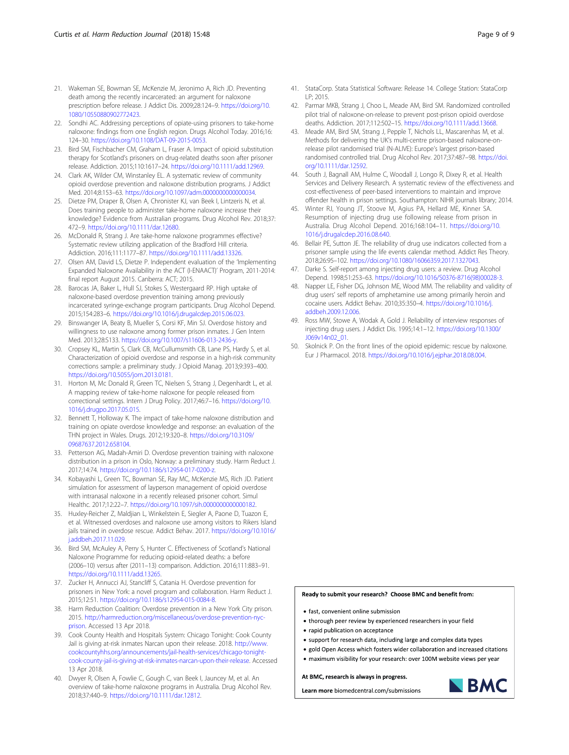21. Wakeman SE, Bowman SE, McKenzie M, Jeronimo A, Rich JD. Preventing death among the recently incarcerated: an argument for naloxone prescription before release. J Addict Dis. 2009;28:124–9. https://doi.org/10.1080/10550880902772423.
22. Sondhi AC. Addressing perceptions of opiate-using prisoners to take-home naloxone: findings from one English region. Drugs Alcohol Today. 2016;16:124–30. https://doi.org/10.1108/DAT-09-2015-0053.
23. Bird SM, Fischbacher CM, Graham L, Fraser A. Impact of opioid substitution therapy for Scotland's prisoners on drug-related deaths soon after prisoner release. Addiction. 2015;110:1617–24. https://doi.org/10.1111/add.12969.
24. Clark AK, Wilder CM, Winstanley EL. A systematic review of community opioid overdose prevention and naloxone distribution programs. J Addict Med. 2014;8:153–63. https://doi.org/10.1097/adm.0000000000000034.
25. Dietze PM, Draper B, Olsen A, Chronister KJ, van Beek I, Lintzeris N, et al. Does training people to administer take-home naloxone increase their knowledge? Evidence from Australian programs. Drug Alcohol Rev. 2018;37:472–9. https://doi.org/10.1111/dar.12680.
26. McDonald R, Strang J. Are take-home naloxone programmes effective? Systematic review utilizing application of the Bradford Hill criteria. Addiction. 2016;111:1177–87. https://doi.org/10.1111/add.13326.
27. Olsen AM, David LS, Dietze P. Independent evaluation of the 'Implementing Expanded Naloxone Availability in the ACT (I-ENAACT)' Program, 2011-2014: final report August 2015. Canberra: ACT; 2015.
28. Barocas JA, Baker L, Hull SJ, Stokes S, Westergaard RP. High uptake of naloxone-based overdose prevention training among previously incarcerated syringe-exchange program participants. Drug Alcohol Depend. 2015;154:283–6. https://doi.org/10.1016/j.drugalcdep.2015.06.023.
29. Binswanger IA, Beaty B, Mueller S, Corsi KF, Min SJ. Overdose history and willingness to use naloxone among former prison inmates. J Gen Intern Med. 2013;28:S133. https://doi.org/10.1007/s11606-013-2436-y.
30. Cropsey KL, Martin S, Clark CB, McCullumsmith CB, Lane PS, Hardy S, et al. Characterization of opioid overdose and response in a high-risk community corrections sample: a preliminary study. J Opioid Manag. 2013;9:393–400. https://doi.org/10.5055/jom.2013.0181.
31. Horton M, Mc Donald R, Green TC, Nielsen S, Strang J, Degenhardt L, et al. A mapping review of take-home naloxone for people released from correctional settings. Intern J Drug Policy. 2017;46:7–16. https://doi.org/10.1016/j.drugpo.2017.05.015.
32. Bennett T, Holloway K. The impact of take-home naloxone distribution and training on opiate overdose knowledge and response: an evaluation of the THN project in Wales. Drugs. 2012;19:320–8. https://doi.org/10.3109/09687637.2012.658104.
33. Petterson AG, Madah-Amiri D. Overdose prevention training with naloxone distribution in a prison in Oslo, Norway: a preliminary study. Harm Reduct J. 2017;14:74. https://doi.org/10.1186/s12954-017-0200-z.
34. Kobayashi L, Green TC, Bowman SE, Ray MC, McKenzie MS, Rich JD. Patient simulation for assessment of layperson management of opioid overdose with intranasal naloxone in a recently released prisoner cohort. Simul Healthc. 2017;12:22–7. https://doi.org/10.1097/sih.0000000000000182.
35. Huxley-Reicher Z, Maldjian L, Winkelstein E, Siegler A, Paone D, Tuazon E, et al. Witnessed overdoses and naloxone use among visitors to Rikers Island jails trained in overdose rescue. Addict Behav. 2017. https://doi.org/10.1016/j.addbeh.2017.11.029.
36. Bird SM, McAuley A, Perry S, Hunter C. Effectiveness of Scotland's National Naloxone Programme for reducing opioid-related deaths: a before (2006–10) versus after (2011–13) comparison. Addiction. 2016;111:883–91. https://doi.org/10.1111/add.13265.
37. Zucker H, Annucci AJ, Stancliff S, Catania H. Overdose prevention for prisoners in New York: a novel program and collaboration. Harm Reduct J. 2015;12:51. https://doi.org/10.1186/s12954-015-0084-8.
38. Harm Reduction Coalition: Overdose prevention in a New York City prison. 2015. http://harmreduction.org/miscellaneous/overdose-prevention-nyc-prison. Accessed 13 Apr 2018.
39. Cook County Health and Hospitals System: Chicago Tonight: Cook County Jail is giving at-risk inmates Narcan upon their release. 2018. http://www.cookcountyhhs.org/announcements/jail-health-services/chicago-tonight-cook-county-jail-is-giving-at-risk-inmates-narcan-upon-their-release. Accessed 13 Apr 2018.
40. Dwyer R, Olsen A, Fowlie C, Gough C, van Beek I, Jauncey M, et al. An overview of take-home naloxone programs in Australia. Drug Alcohol Rev. 2018;37:440–9. https://doi.org/10.1111/dar.12812.
41. StataCorp. Stata Statistical Software: Release 14. College Station: StataCorp LP; 2015.
42. Parmar MKB, Strang J, Choo L, Meade AM, Bird SM. Randomized controlled pilot trial of naloxone-on-release to prevent post-prison opioid overdose deaths. Addiction. 2017;112:502–15. https://doi.org/10.1111/add.13668.
43. Meade AM, Bird SM, Strang J, Pepple T, Nichols LL, Mascarenhas M, et al. Methods for delivering the UK's multi-centre prison-based naloxone-on-release pilot randomised trial (N-ALIVE): Europe's largest prison-based randomised controlled trial. Drug Alcohol Rev. 2017;37:487–98. https://doi.org/10.1111/dar.12592.
44. South J, Bagnall AM, Hulme C, Woodall J, Longo R, Dixey R, et al. Health Services and Delivery Research. A systematic review of the effectiveness and cost-effectiveness of peer-based interventions to maintain and improve offender health in prison settings. Southampton: NIHR journals library; 2014.
45. Winter RJ, Young JT, Stoove M, Agius PA, Hellard ME, Kinner SA. Resumption of injecting drug use following release from prison in Australia. Drug Alcohol Depend. 2016;168:104–11. https://doi.org/10.1016/j.drugalcdep.2016.08.640.
46. Bellair PE, Sutton JE. The reliability of drug use indicators collected from a prisoner sample using the life events calendar method. Addict Res Theory. 2018;26:95–102. https://doi.org/10.1080/16066359.2017.1327043.
47. Darke S. Self-report among injecting drug users: a review. Drug Alcohol Depend. 1998;51:253–63. https://doi.org/10.1016/S0376-8716(98)00028-3.
48. Napper LE, Fisher DG, Johnson ME, Wood MM. The reliability and validity of drug users' self reports of amphetamine use among primarily heroin and cocaine users. Addict Behav. 2010;35:350–4. https://doi.org/10.1016/j.addbeh.2009.12.006.
49. Ross MW, Stowe A, Wodak A, Gold J. Reliability of interview responses of injecting drug users. J Addict Dis. 1995;14:1–12. https://doi.org/10.1300/J069v14n02_01.
50. Skolnick P. On the front lines of the opioid epidemic: rescue by naloxone. Eur J Pharmacol. 2018. https://doi.org/10.1016/j.ejphar.2018.08.004.

**Ready to submit your research? Choose BMC and benefit from:**

- fast, convenient online submission
- thorough peer review by experienced researchers in your field
- rapid publication on acceptance
- support for research data, including large and complex data types
- gold Open Access which fosters wider collaboration and increased citations
- maximum visibility for your research: over 100M website views per year

**At BMC, research is always in progress.**

**Learn more** biomedcentral.com/submissions

BMC